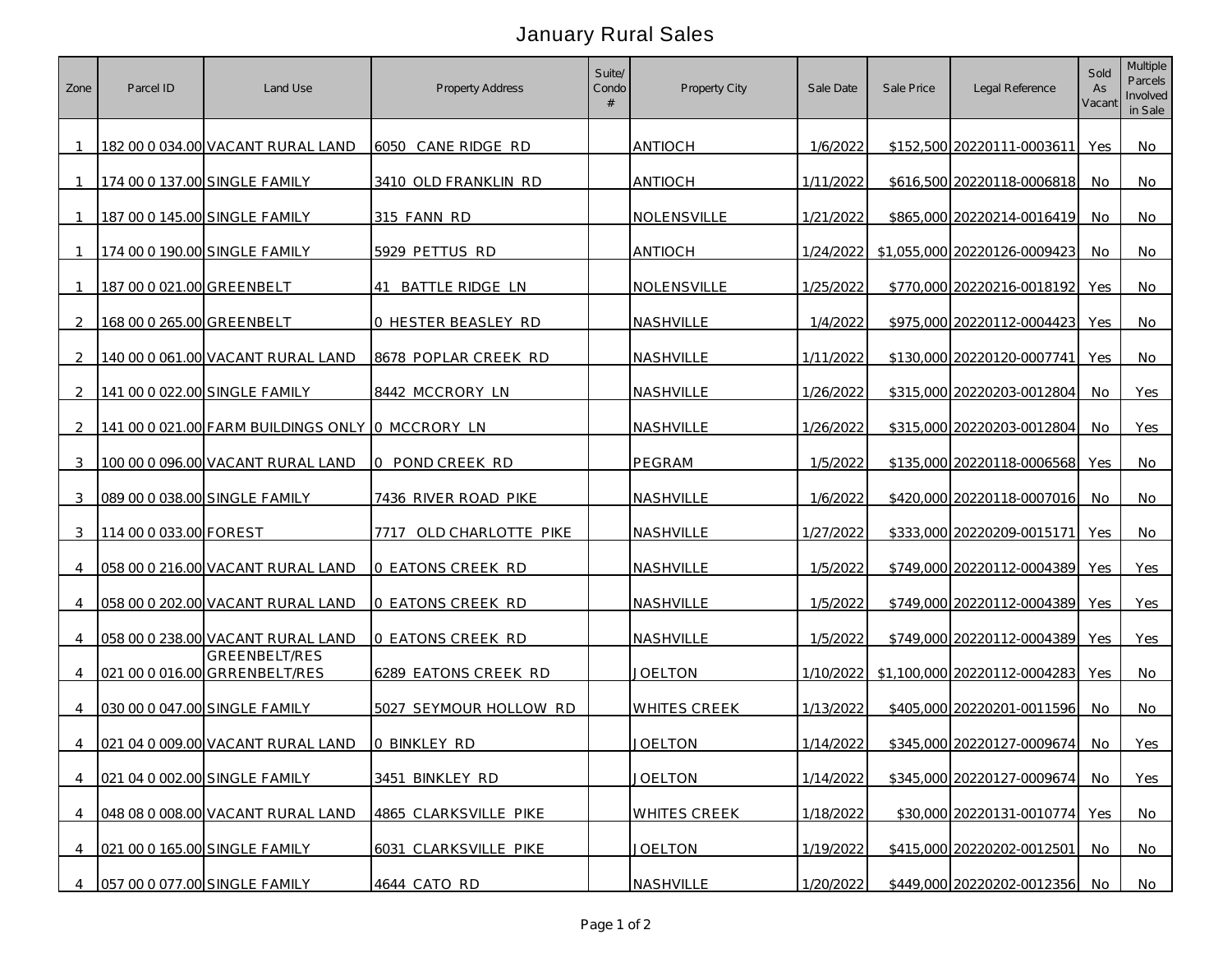# January Rural Sales

| Zone | Parcel ID | Land Use | Property Address | Suite/ Condo # | Property City | Sale Date | Sale Price | Legal Reference | Sold As Vacant | Multiple Parcels Involved in Sale |
|---|---|---|---|---|---|---|---|---|---|---|
| 1 | 182 00 0 034.00 | VACANT RURAL LAND | 6050 CANE RIDGE RD | | ANTIOCH | 1/6/2022 | $152,500 | 20220111-0003611 | Yes | No |
| 1 | 174 00 0 137.00 | SINGLE FAMILY | 3410 OLD FRANKLIN RD | | ANTIOCH | 1/11/2022 | $616,500 | 20220118-0006818 | No | No |
| 1 | 187 00 0 145.00 | SINGLE FAMILY | 315 FANN RD | | NOLENSVILLE | 1/21/2022 | $865,000 | 20220214-0016419 | No | No |
| 1 | 174 00 0 190.00 | SINGLE FAMILY | 5929 PETTUS RD | | ANTIOCH | 1/24/2022 | $1,055,000 | 20220126-0009423 | No | No |
| 1 | 187 00 0 021.00 | GREENBELT | 41 BATTLE RIDGE LN | | NOLENSVILLE | 1/25/2022 | $770,000 | 20220216-0018192 | Yes | No |
| 2 | 168 00 0 265.00 | GREENBELT | 0 HESTER BEASLEY RD | | NASHVILLE | 1/4/2022 | $975,000 | 20220112-0004423 | Yes | No |
| 2 | 140 00 0 061.00 | VACANT RURAL LAND | 8678 POPLAR CREEK RD | | NASHVILLE | 1/11/2022 | $130,000 | 20220120-0007741 | Yes | No |
| 2 | 141 00 0 022.00 | SINGLE FAMILY | 8442 MCCRORY LN | | NASHVILLE | 1/26/2022 | $315,000 | 20220203-0012804 | No | Yes |
| 2 | 141 00 0 021.00 | FARM BUILDINGS ONLY | 0 MCCRORY LN | | NASHVILLE | 1/26/2022 | $315,000 | 20220203-0012804 | No | Yes |
| 3 | 100 00 0 096.00 | VACANT RURAL LAND | 0 POND CREEK RD | | PEGRAM | 1/5/2022 | $135,000 | 20220118-0006568 | Yes | No |
| 3 | 089 00 0 038.00 | SINGLE FAMILY | 7436 RIVER ROAD PIKE | | NASHVILLE | 1/6/2022 | $420,000 | 20220118-0007016 | No | No |
| 3 | 114 00 0 033.00 | FOREST | 7717 OLD CHARLOTTE PIKE | | NASHVILLE | 1/27/2022 | $333,000 | 20220209-0015171 | Yes | No |
| 4 | 058 00 0 216.00 | VACANT RURAL LAND | 0 EATONS CREEK RD | | NASHVILLE | 1/5/2022 | $749,000 | 20220112-0004389 | Yes | Yes |
| 4 | 058 00 0 202.00 | VACANT RURAL LAND | 0 EATONS CREEK RD | | NASHVILLE | 1/5/2022 | $749,000 | 20220112-0004389 | Yes | Yes |
| 4 | 058 00 0 238.00 | VACANT RURAL LAND | 0 EATONS CREEK RD | | NASHVILLE | 1/5/2022 | $749,000 | 20220112-0004389 | Yes | Yes |
| 4 | 021 00 0 016.00 | GREENBELT/RES GRRENBELT/RES | 6289 EATONS CREEK RD | | JOELTON | 1/10/2022 | $1,100,000 | 20220112-0004283 | Yes | No |
| 4 | 030 00 0 047.00 | SINGLE FAMILY | 5027 SEYMOUR HOLLOW RD | | WHITES CREEK | 1/13/2022 | $405,000 | 20220201-0011596 | No | No |
| 4 | 021 04 0 009.00 | VACANT RURAL LAND | 0 BINKLEY RD | | JOELTON | 1/14/2022 | $345,000 | 20220127-0009674 | No | Yes |
| 4 | 021 04 0 002.00 | SINGLE FAMILY | 3451 BINKLEY RD | | JOELTON | 1/14/2022 | $345,000 | 20220127-0009674 | No | Yes |
| 4 | 048 08 0 008.00 | VACANT RURAL LAND | 4865 CLARKSVILLE PIKE | | WHITES CREEK | 1/18/2022 | $30,000 | 20220131-0010774 | Yes | No |
| 4 | 021 00 0 165.00 | SINGLE FAMILY | 6031 CLARKSVILLE PIKE | | JOELTON | 1/19/2022 | $415,000 | 20220202-0012501 | No | No |
| 4 | 057 00 0 077.00 | SINGLE FAMILY | 4644 CATO RD | | NASHVILLE | 1/20/2022 | $449,000 | 20220202-0012356 | No | No |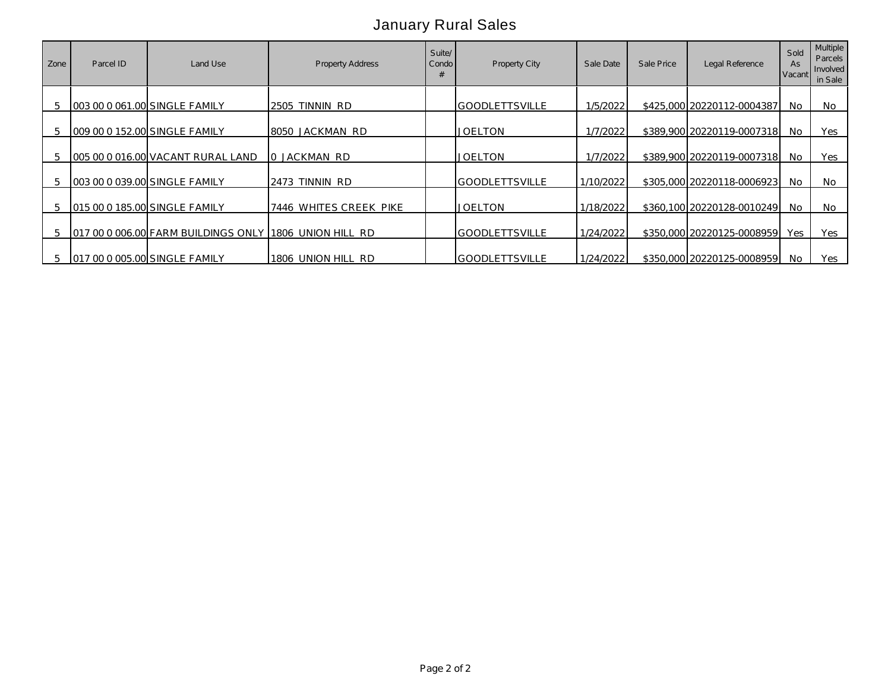# January Rural Sales

| Zone | Parcel ID | Land Use | Property Address | Suite/ Condo # | Property City | Sale Date | Sale Price | Legal Reference | Sold As Vacant | Multiple Parcels Involved in Sale |
|---|---|---|---|---|---|---|---|---|---|---|
| 5 | 003 00 0 061.00 | SINGLE FAMILY | 2505 TINNIN RD | | GOODLETTSVILLE | 1/5/2022 | $425,000 | 20220112-0004387 | No | No |
| 5 | 009 00 0 152.00 | SINGLE FAMILY | 8050 JACKMAN RD | | JOELTON | 1/7/2022 | $389,900 | 20220119-0007318 | No | Yes |
| 5 | 005 00 0 016.00 | VACANT RURAL LAND | 0 JACKMAN RD | | JOELTON | 1/7/2022 | $389,900 | 20220119-0007318 | No | Yes |
| 5 | 003 00 0 039.00 | SINGLE FAMILY | 2473 TINNIN RD | | GOODLETTSVILLE | 1/10/2022 | $305,000 | 20220118-0006923 | No | No |
| 5 | 015 00 0 185.00 | SINGLE FAMILY | 7446 WHITES CREEK PIKE | | JOELTON | 1/18/2022 | $360,100 | 20220128-0010249 | No | No |
| 5 | 017 00 0 006.00 | FARM BUILDINGS ONLY | 1806 UNION HILL RD | | GOODLETTSVILLE | 1/24/2022 | $350,000 | 20220125-0008959 | Yes | Yes |
| 5 | 017 00 0 005.00 | SINGLE FAMILY | 1806 UNION HILL RD | | GOODLETTSVILLE | 1/24/2022 | $350,000 | 20220125-0008959 | No | Yes |